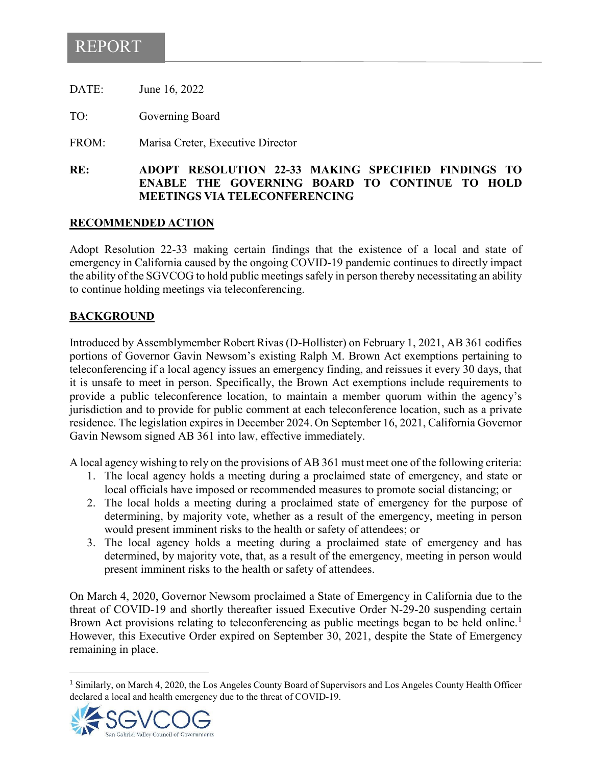# REPORT

DATE: June 16, 2022

TO: Governing Board

FROM: Marisa Creter, Executive Director

**RE: ADOPT RESOLUTION 22-33 MAKING SPECIFIED FINDINGS TO ENABLE THE GOVERNING BOARD TO CONTINUE TO HOLD MEETINGS VIA TELECONFERENCING**

## RECOMMENDED ACTION

Adopt Resolution 22-33 making certain findings that the existence of a local and state of emergency in California caused by the ongoing COVID-19 pandemic continues to directly impact the ability of the SGVCOG to hold public meetings safely in person thereby necessitating an ability to continue holding meetings via teleconferencing.

## BACKGROUND

Introduced by Assemblymember Robert Rivas (D-Hollister) on February 1, 2021, AB 361 codifies portions of Governor Gavin Newsom's existing Ralph M. Brown Act exemptions pertaining to teleconferencing if a local agency issues an emergency finding, and reissues it every 30 days, that it is unsafe to meet in person. Specifically, the Brown Act exemptions include requirements to provide a public teleconference location, to maintain a member quorum within the agency's jurisdiction and to provide for public comment at each teleconference location, such as a private residence. The legislation expires in December 2024. On September 16, 2021, California Governor Gavin Newsom signed AB 361 into law, effective immediately.

A local agency wishing to rely on the provisions of AB 361 must meet one of the following criteria:

1. The local agency holds a meeting during a proclaimed state of emergency, and state or local officials have imposed or recommended measures to promote social distancing; or
2. The local holds a meeting during a proclaimed state of emergency for the purpose of determining, by majority vote, whether as a result of the emergency, meeting in person would present imminent risks to the health or safety of attendees; or
3. The local agency holds a meeting during a proclaimed state of emergency and has determined, by majority vote, that, as a result of the emergency, meeting in person would present imminent risks to the health or safety of attendees.

On March 4, 2020, Governor Newsom proclaimed a State of Emergency in California due to the threat of COVID-19 and shortly thereafter issued Executive Order N-29-20 suspending certain Brown Act provisions relating to teleconferencing as public meetings began to be held online.[1] However, this Executive Order expired on September 30, 2021, despite the State of Emergency remaining in place.

[1] Similarly, on March 4, 2020, the Los Angeles County Board of Supervisors and Los Angeles County Health Officer declared a local and health emergency due to the threat of COVID-19.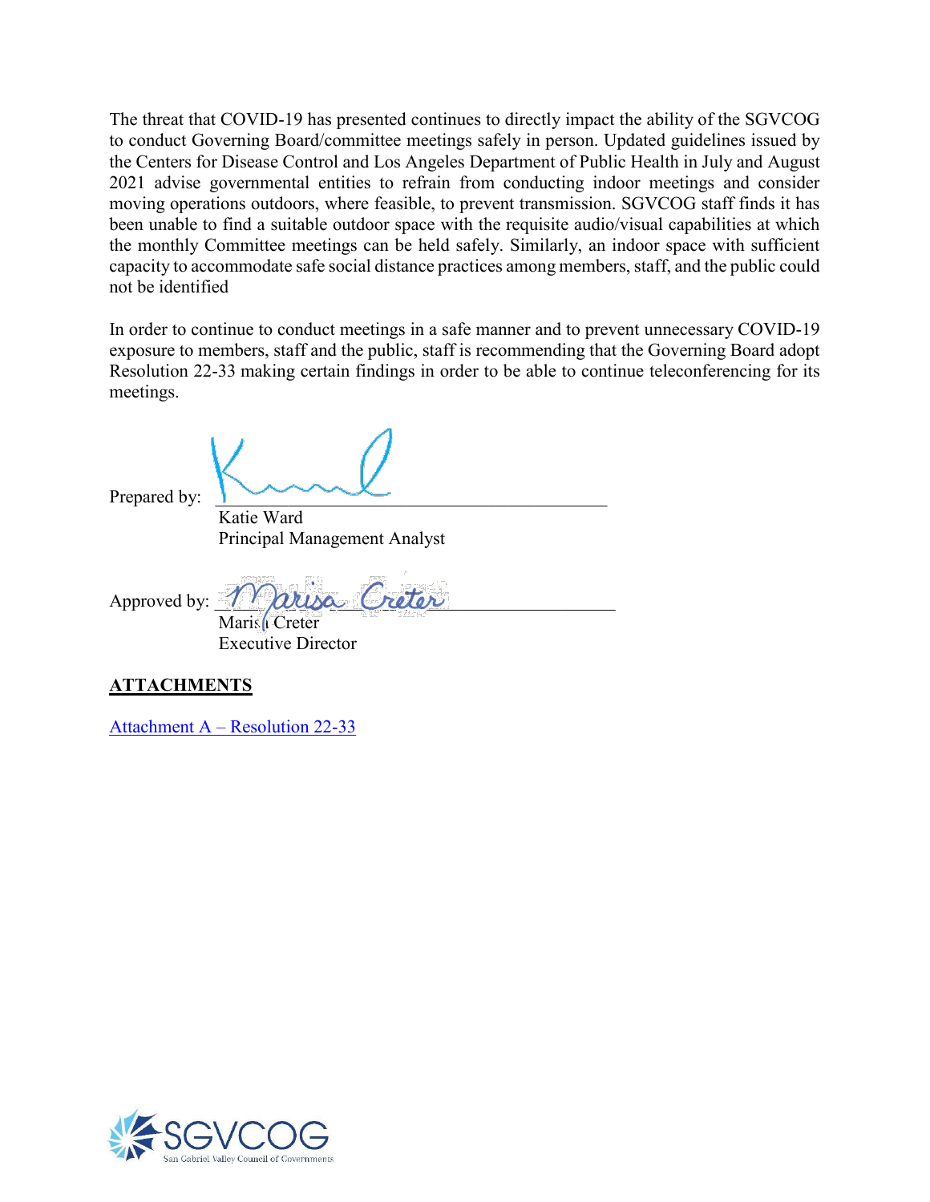The threat that COVID-19 has presented continues to directly impact the ability of the SGVCOG to conduct Governing Board/committee meetings safely in person. Updated guidelines issued by the Centers for Disease Control and Los Angeles Department of Public Health in July and August 2021 advise governmental entities to refrain from conducting indoor meetings and consider moving operations outdoors, where feasible, to prevent transmission. SGVCOG staff finds it has been unable to find a suitable outdoor space with the requisite audio/visual capabilities at which the monthly Committee meetings can be held safely. Similarly, an indoor space with sufficient capacity to accommodate safe social distance practices among members, staff, and the public could not be identified

In order to continue to conduct meetings in a safe manner and to prevent unnecessary COVID-19 exposure to members, staff and the public, staff is recommending that the Governing Board adopt Resolution 22-33 making certain findings in order to be able to continue teleconferencing for its meetings.

Prepared by: ____________________
Katie Ward
Principal Management Analyst

Approved by: ____________________
Marisa Creter
Executive Director

**ATTACHMENTS**

Attachment A – Resolution 22-33